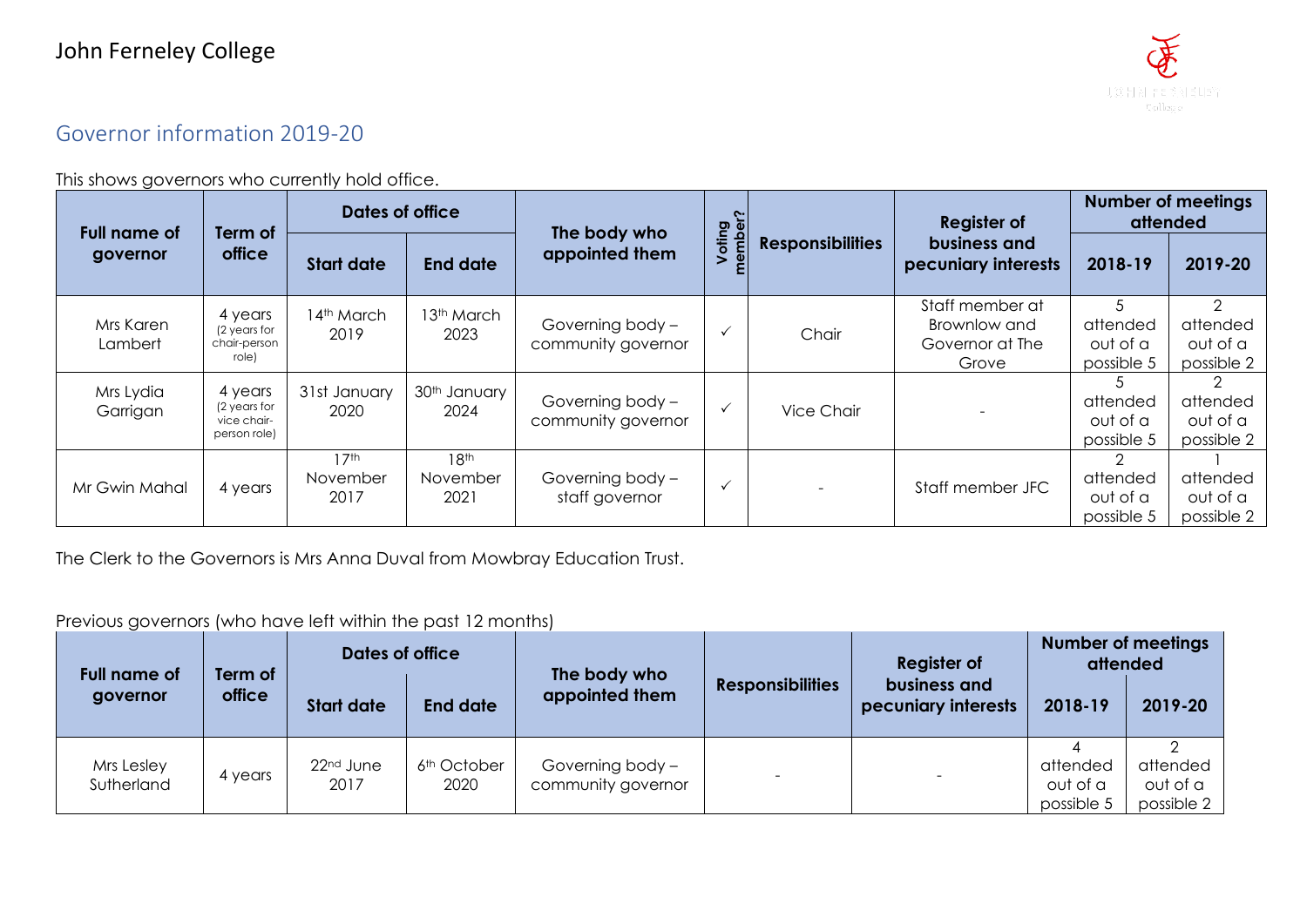# John Ferneley College

## Governor information 2019-20

This shows governors who currently hold office.

| Full name of governor | Term of office | Dates of office | | The body who appointed them | Voting member? | Responsibilities | Register of business and pecuniary interests | Number of meetings attended | |
|---|---|---|---|---|---|---|---|---|---|
| | | Start date | End date | | | | | 2018-19 | 2019-20 |
| Mrs Karen Lambert | 4 years (2 years for chair-person role) | 14th March 2019 | 13th March 2023 | Governing body – community governor | ✓ | Chair | Staff member at Brownlow and Governor at The Grove | 5 attended out of a possible 5 | 2 attended out of a possible 2 |
| Mrs Lydia Garrigan | 4 years (2 years for vice chair-person role) | 31st January 2020 | 30th January 2024 | Governing body – community governor | ✓ | Vice Chair | - | 5 attended out of a possible 5 | 2 attended out of a possible 2 |
| Mr Gwin Mahal | 4 years | 17th November 2017 | 18th November 2021 | Governing body – staff governor | ✓ | - | Staff member JFC | 2 attended out of a possible 5 | 1 attended out of a possible 2 |

The Clerk to the Governors is Mrs Anna Duval from Mowbray Education Trust.

Previous governors (who have left within the past 12 months)

| Full name of governor | Term of office | Dates of office | | The body who appointed them | Responsibilities | Register of business and pecuniary interests | Number of meetings attended | |
|---|---|---|---|---|---|---|---|---|
| | | Start date | End date | | | | 2018-19 | 2019-20 |
| Mrs Lesley Sutherland | 4 years | 22nd June 2017 | 6th October 2020 | Governing body – community governor | - | - | 4 attended out of a possible 5 | 2 attended out of a possible 2 |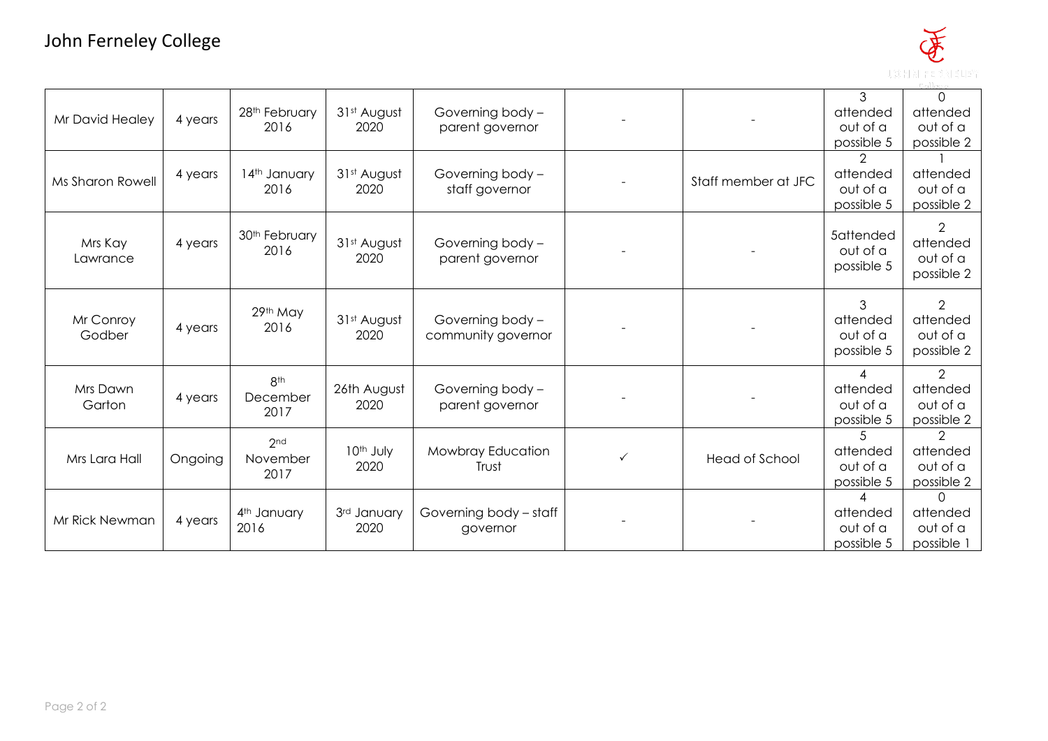| | | | | | | | | |
|---|---|---|---|---|---|---|---|---|
| Mr David Healey | 4 years | 28th February 2016 | 31st August 2020 | Governing body – parent governor | - | - | 3 attended out of a possible 5 | 0 attended out of a possible 2 |
| Ms Sharon Rowell | 4 years | 14th January 2016 | 31st August 2020 | Governing body – staff governor | - | Staff member at JFC | 2 attended out of a possible 5 | 1 attended out of a possible 2 |
| Mrs Kay Lawrance | 4 years | 30th February 2016 | 31st August 2020 | Governing body – parent governor | - | - | 5attended out of a possible 5 | 2 attended out of a possible 2 |
| Mr Conroy Godber | 4 years | 29th May 2016 | 31st August 2020 | Governing body – community governor | - | - | 3 attended out of a possible 5 | 2 attended out of a possible 2 |
| Mrs Dawn Garton | 4 years | 8th December 2017 | 26th August 2020 | Governing body – parent governor | - | - | 4 attended out of a possible 5 | 2 attended out of a possible 2 |
| Mrs Lara Hall | Ongoing | 2nd November 2017 | 10th July 2020 | Mowbray Education Trust | ✓ | Head of School | 5 attended out of a possible 5 | 2 attended out of a possible 2 |
| Mr Rick Newman | 4 years | 4th January 2016 | 3rd January 2020 | Governing body – staff governor | - | - | 4 attended out of a possible 5 | 0 attended out of a possible 1 |